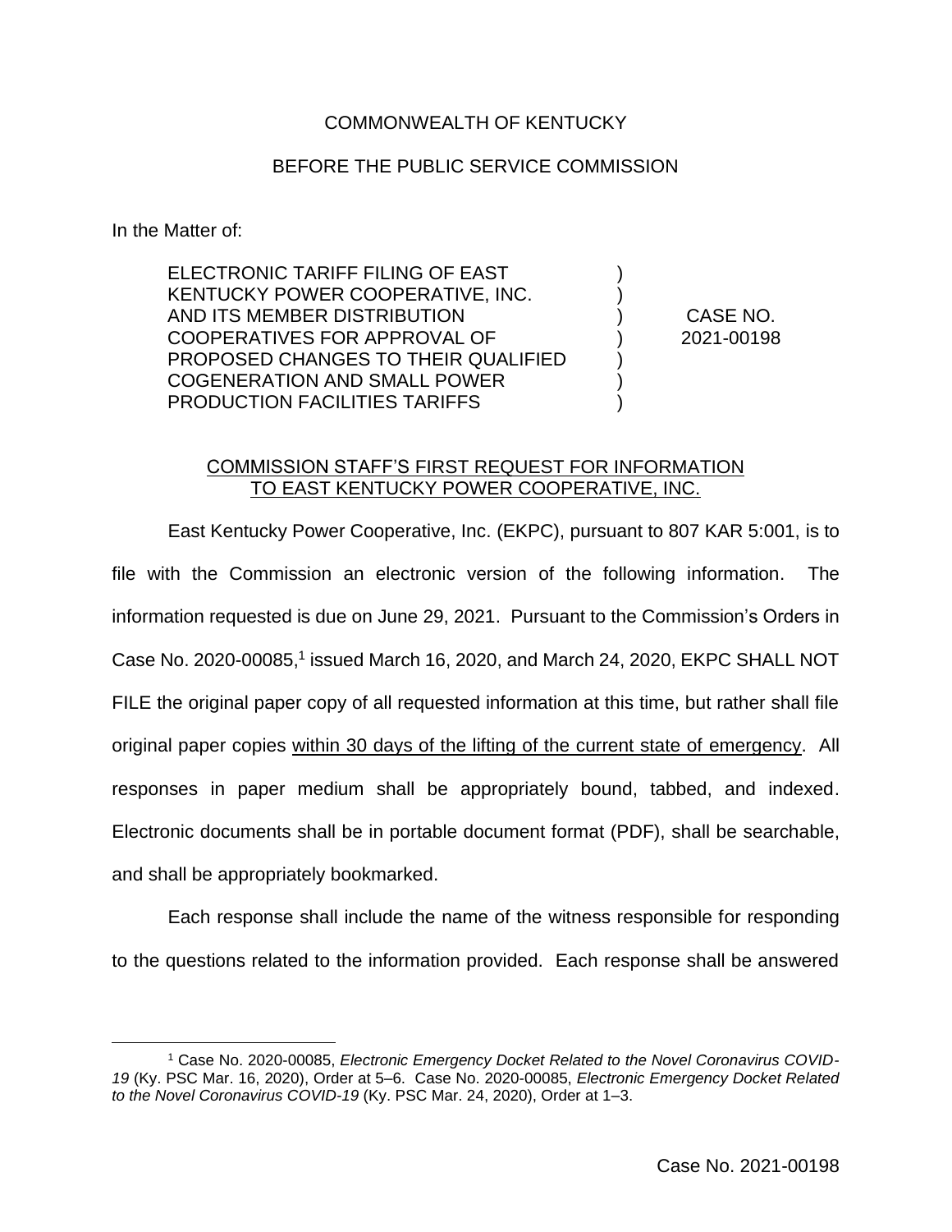COMMONWEALTH OF KENTUCKY

BEFORE THE PUBLIC SERVICE COMMISSION

In the Matter of:

| | | |
|---|---|---|
| ELECTRONIC TARIFF FILING OF EAST KENTUCKY POWER COOPERATIVE, INC. AND ITS MEMBER DISTRIBUTION COOPERATIVES FOR APPROVAL OF PROPOSED CHANGES TO THEIR QUALIFIED COGENERATION AND SMALL POWER PRODUCTION FACILITIES TARIFFS | ) | CASE NO. 2021-00198 |

COMMISSION STAFF'S FIRST REQUEST FOR INFORMATION TO EAST KENTUCKY POWER COOPERATIVE, INC.

East Kentucky Power Cooperative, Inc. (EKPC), pursuant to 807 KAR 5:001, is to file with the Commission an electronic version of the following information. The information requested is due on June 29, 2021. Pursuant to the Commission's Orders in Case No. 2020-00085,[1] issued March 16, 2020, and March 24, 2020, EKPC SHALL NOT FILE the original paper copy of all requested information at this time, but rather shall file original paper copies within 30 days of the lifting of the current state of emergency. All responses in paper medium shall be appropriately bound, tabbed, and indexed. Electronic documents shall be in portable document format (PDF), shall be searchable, and shall be appropriately bookmarked.

Each response shall include the name of the witness responsible for responding to the questions related to the information provided. Each response shall be answered

[1] Case No. 2020-00085, *Electronic Emergency Docket Related to the Novel Coronavirus COVID-19* (Ky. PSC Mar. 16, 2020), Order at 5–6. Case No. 2020-00085, *Electronic Emergency Docket Related to the Novel Coronavirus COVID-19* (Ky. PSC Mar. 24, 2020), Order at 1–3.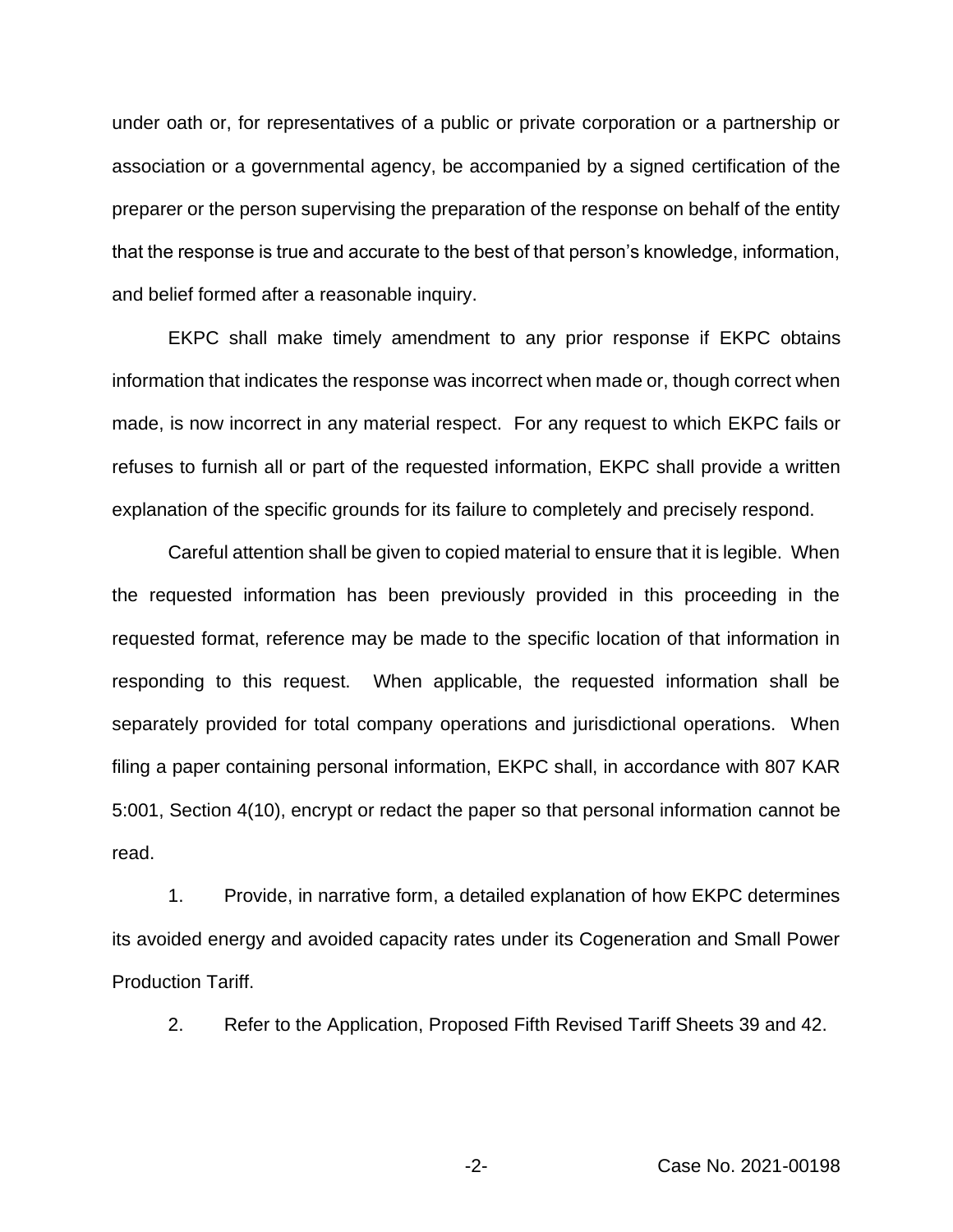under oath or, for representatives of a public or private corporation or a partnership or association or a governmental agency, be accompanied by a signed certification of the preparer or the person supervising the preparation of the response on behalf of the entity that the response is true and accurate to the best of that person's knowledge, information, and belief formed after a reasonable inquiry.

EKPC shall make timely amendment to any prior response if EKPC obtains information that indicates the response was incorrect when made or, though correct when made, is now incorrect in any material respect. For any request to which EKPC fails or refuses to furnish all or part of the requested information, EKPC shall provide a written explanation of the specific grounds for its failure to completely and precisely respond.

Careful attention shall be given to copied material to ensure that it is legible. When the requested information has been previously provided in this proceeding in the requested format, reference may be made to the specific location of that information in responding to this request. When applicable, the requested information shall be separately provided for total company operations and jurisdictional operations. When filing a paper containing personal information, EKPC shall, in accordance with 807 KAR 5:001, Section 4(10), encrypt or redact the paper so that personal information cannot be read.

1. Provide, in narrative form, a detailed explanation of how EKPC determines its avoided energy and avoided capacity rates under its Cogeneration and Small Power Production Tariff.

2. Refer to the Application, Proposed Fifth Revised Tariff Sheets 39 and 42.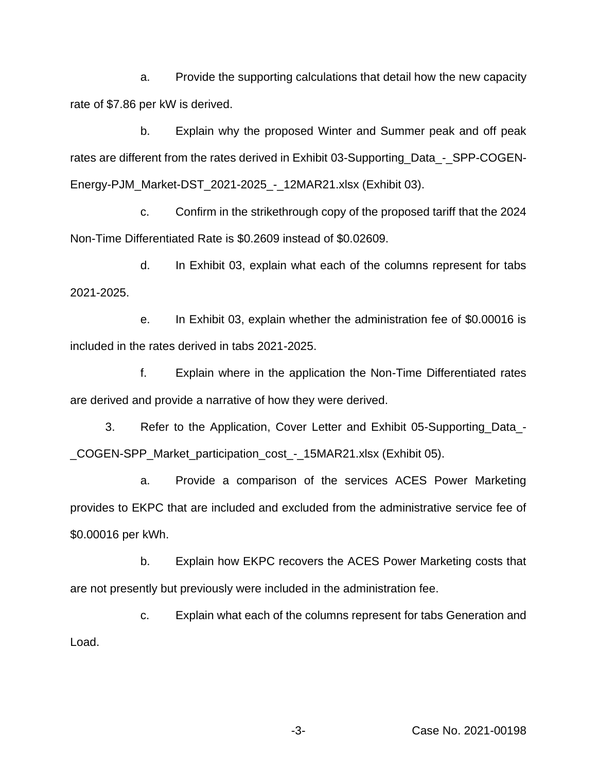a. Provide the supporting calculations that detail how the new capacity rate of $7.86 per kW is derived.

b. Explain why the proposed Winter and Summer peak and off peak rates are different from the rates derived in Exhibit 03-Supporting_Data_-_SPP-COGEN-Energy-PJM_Market-DST_2021-2025_-_12MAR21.xlsx (Exhibit 03).

c. Confirm in the strikethrough copy of the proposed tariff that the 2024 Non-Time Differentiated Rate is $0.2609 instead of $0.02609.

d. In Exhibit 03, explain what each of the columns represent for tabs 2021-2025.

e. In Exhibit 03, explain whether the administration fee of $0.00016 is included in the rates derived in tabs 2021-2025.

f. Explain where in the application the Non-Time Differentiated rates are derived and provide a narrative of how they were derived.

3. Refer to the Application, Cover Letter and Exhibit 05-Supporting_Data_-_COGEN-SPP_Market_participation_cost_-_15MAR21.xlsx (Exhibit 05).

a. Provide a comparison of the services ACES Power Marketing provides to EKPC that are included and excluded from the administrative service fee of $0.00016 per kWh.

b. Explain how EKPC recovers the ACES Power Marketing costs that are not presently but previously were included in the administration fee.

c. Explain what each of the columns represent for tabs Generation and Load.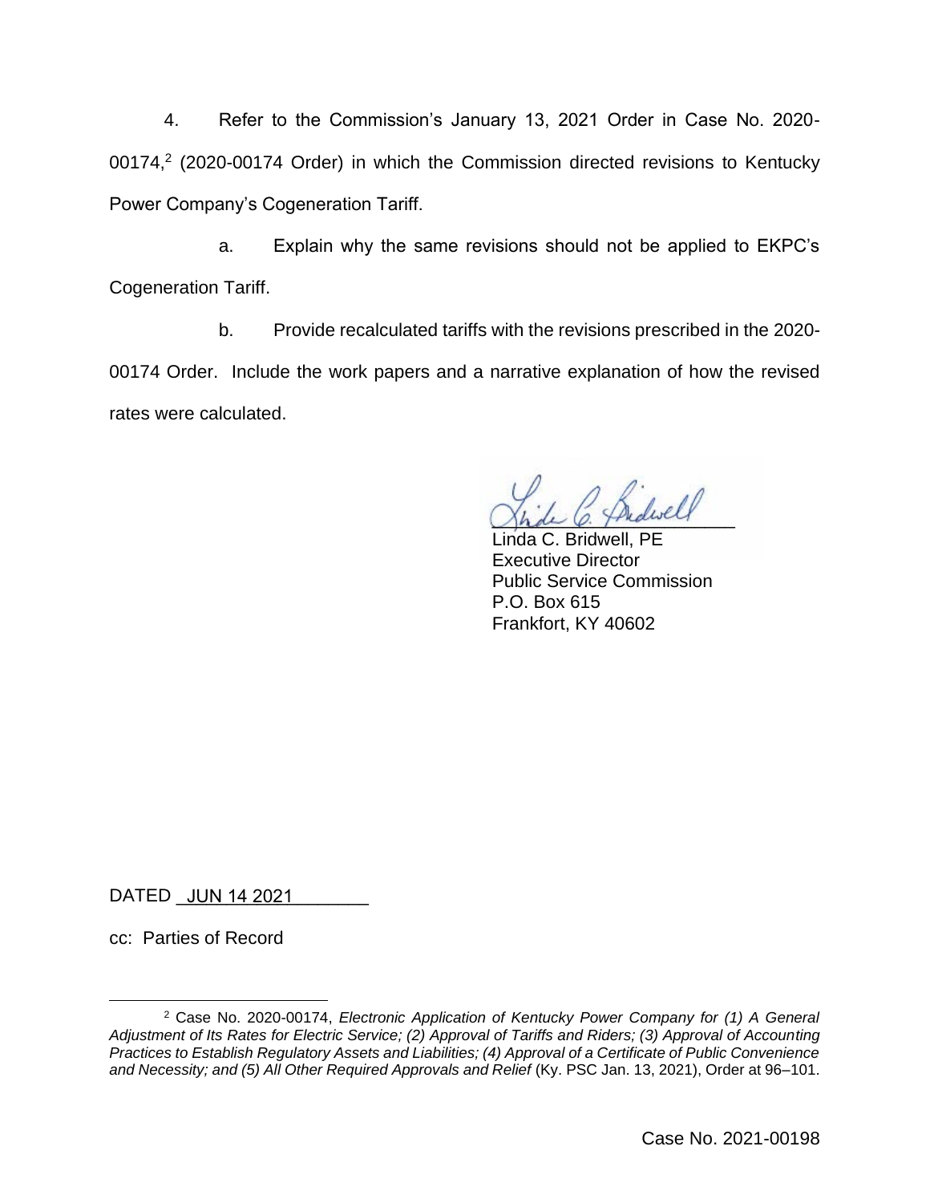4. Refer to the Commission's January 13, 2021 Order in Case No. 2020-00174,[2] (2020-00174 Order) in which the Commission directed revisions to Kentucky Power Company's Cogeneration Tariff.

a. Explain why the same revisions should not be applied to EKPC's Cogeneration Tariff.

b. Provide recalculated tariffs with the revisions prescribed in the 2020-00174 Order. Include the work papers and a narrative explanation of how the revised rates were calculated.

Linda C. Bridwell, PE
Executive Director
Public Service Commission
P.O. Box 615
Frankfort, KY 40602

DATED JUN 14 2021

cc: Parties of Record

---

[2] Case No. 2020-00174, *Electronic Application of Kentucky Power Company for (1) A General Adjustment of Its Rates for Electric Service; (2) Approval of Tariffs and Riders; (3) Approval of Accounting Practices to Establish Regulatory Assets and Liabilities; (4) Approval of a Certificate of Public Convenience and Necessity; and (5) All Other Required Approvals and Relief* (Ky. PSC Jan. 13, 2021), Order at 96–101.

Case No. 2021-00198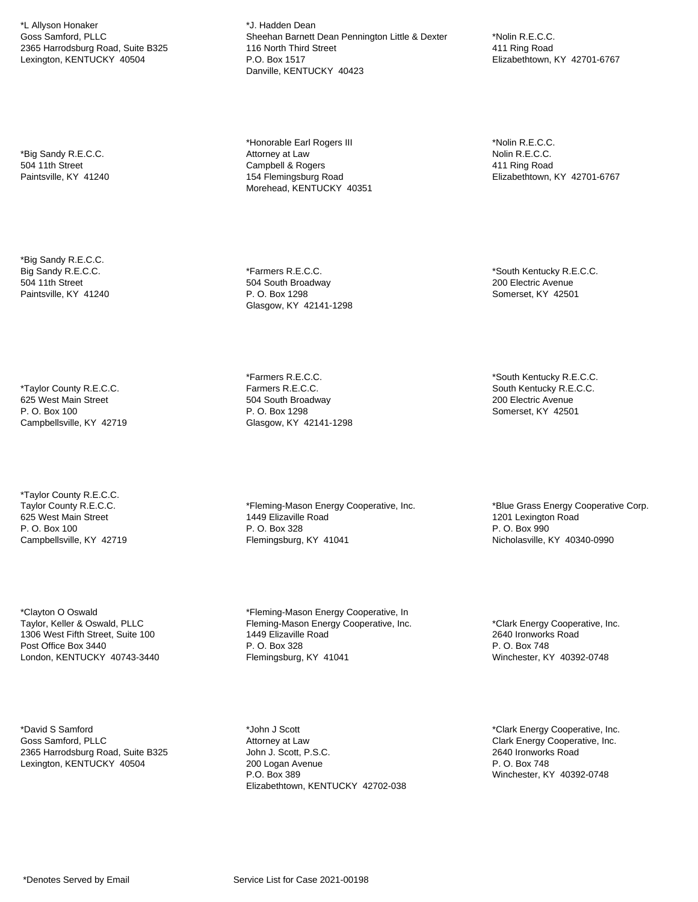*L Allyson Honaker
Goss Samford, PLLC
2365 Harrodsburg Road, Suite B325
Lexington, KENTUCKY 40504

*Big Sandy R.E.C.C.
504 11th Street
Paintsville, KY 41240

*Big Sandy R.E.C.C.
Big Sandy R.E.C.C.
504 11th Street
Paintsville, KY 41240

*Taylor County R.E.C.C.
625 West Main Street
P. O. Box 100
Campbellsville, KY 42719

*Taylor County R.E.C.C.
Taylor County R.E.C.C.
625 West Main Street
P. O. Box 100
Campbellsville, KY 42719

*Clayton O Oswald
Taylor, Keller & Oswald, PLLC
1306 West Fifth Street, Suite 100
Post Office Box 3440
London, KENTUCKY 40743-3440

*David S Samford
Goss Samford, PLLC
2365 Harrodsburg Road, Suite B325
Lexington, KENTUCKY 40504

*J. Hadden Dean
Sheehan Barnett Dean Pennington Little & Dexter
116 North Third Street
P.O. Box 1517
Danville, KENTUCKY 40423

*Honorable Earl Rogers III
Attorney at Law
Campbell & Rogers
154 Flemingsburg Road
Morehead, KENTUCKY 40351

*Farmers R.E.C.C.
504 South Broadway
P. O. Box 1298
Glasgow, KY 42141-1298

*Farmers R.E.C.C.
Farmers R.E.C.C.
504 South Broadway
P. O. Box 1298
Glasgow, KY 42141-1298

*Fleming-Mason Energy Cooperative, Inc.
1449 Elizaville Road
P. O. Box 328
Flemingsburg, KY 41041

*Fleming-Mason Energy Cooperative, In
Fleming-Mason Energy Cooperative, Inc.
1449 Elizaville Road
P. O. Box 328
Flemingsburg, KY 41041

*John J Scott
Attorney at Law
John J. Scott, P.S.C.
200 Logan Avenue
P.O. Box 389
Elizabethtown, KENTUCKY 42702-038

*Nolin R.E.C.C.
411 Ring Road
Elizabethtown, KY 42701-6767

*Nolin R.E.C.C.
Nolin R.E.C.C.
411 Ring Road
Elizabethtown, KY 42701-6767

*South Kentucky R.E.C.C.
200 Electric Avenue
Somerset, KY 42501

*South Kentucky R.E.C.C.
South Kentucky R.E.C.C.
200 Electric Avenue
Somerset, KY 42501

*Blue Grass Energy Cooperative Corp.
1201 Lexington Road
P. O. Box 990
Nicholasville, KY 40340-0990

*Clark Energy Cooperative, Inc.
2640 Ironworks Road
P. O. Box 748
Winchester, KY 40392-0748

*Clark Energy Cooperative, Inc.
Clark Energy Cooperative, Inc.
2640 Ironworks Road
P. O. Box 748
Winchester, KY 40392-0748

*Denotes Served by Email

Service List for Case 2021-00198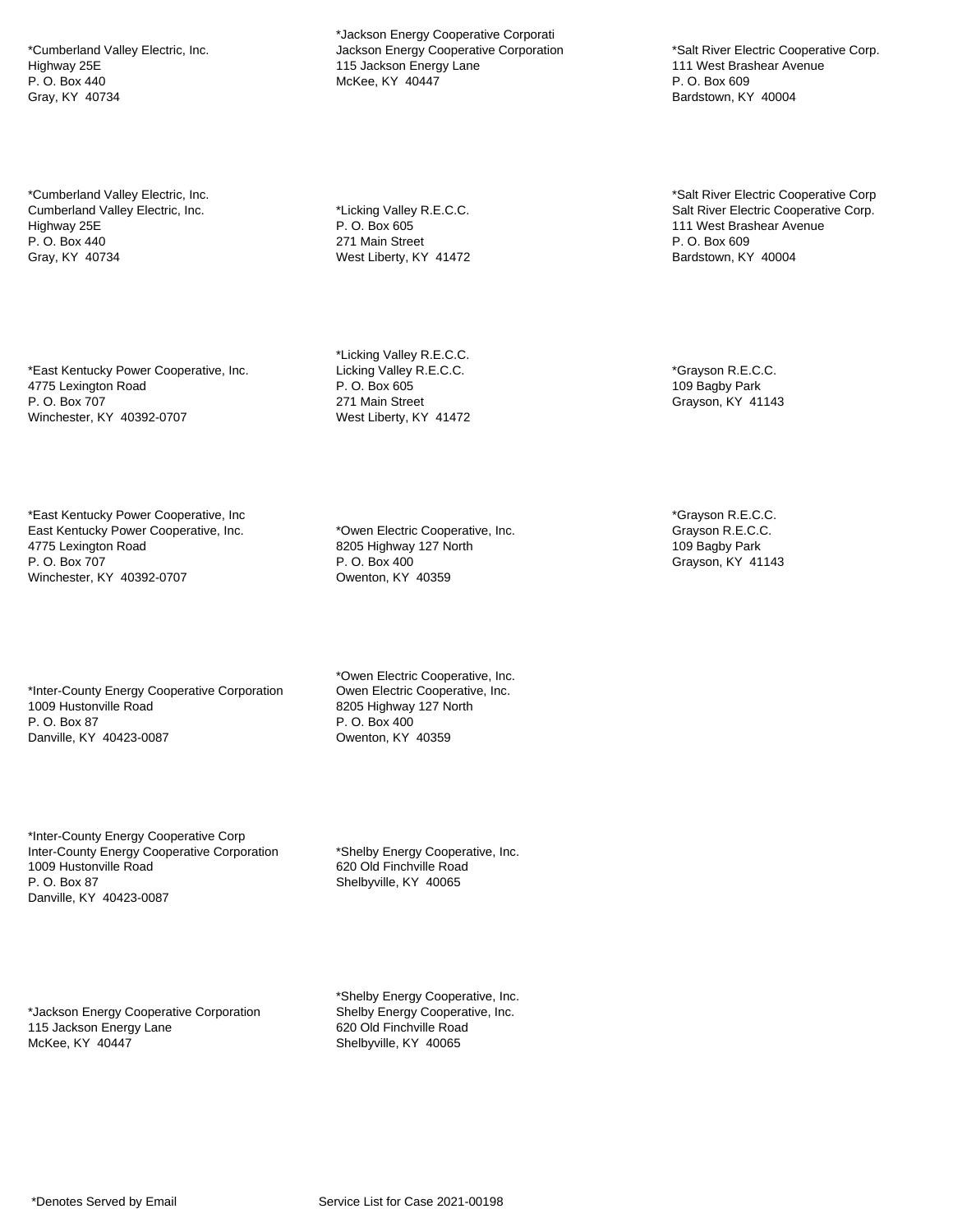*Cumberland Valley Electric, Inc.
Highway 25E
P. O. Box 440
Gray, KY  40734

*Cumberland Valley Electric, Inc.
Cumberland Valley Electric, Inc.
Highway 25E
P. O. Box 440
Gray, KY  40734

*East Kentucky Power Cooperative, Inc.
4775 Lexington Road
P. O. Box 707
Winchester, KY  40392-0707

*East Kentucky Power Cooperative, Inc
East Kentucky Power Cooperative, Inc.
4775 Lexington Road
P. O. Box 707
Winchester, KY  40392-0707

*Inter-County Energy Cooperative Corporation
1009 Hustonville Road
P. O. Box 87
Danville, KY  40423-0087

*Inter-County Energy Cooperative Corp
Inter-County Energy Cooperative Corporation
1009 Hustonville Road
P. O. Box 87
Danville, KY  40423-0087

*Jackson Energy Cooperative Corporation
115 Jackson Energy Lane
McKee, KY  40447

*Jackson Energy Cooperative Corporati
Jackson Energy Cooperative Corporation
115 Jackson Energy Lane
McKee, KY  40447

*Licking Valley R.E.C.C.
P. O. Box 605
271 Main Street
West Liberty, KY  41472

*Licking Valley R.E.C.C.
Licking Valley R.E.C.C.
P. O. Box 605
271 Main Street
West Liberty, KY  41472

*Owen Electric Cooperative, Inc.
8205 Highway 127 North
P. O. Box 400
Owenton, KY  40359

*Owen Electric Cooperative, Inc.
Owen Electric Cooperative, Inc.
8205 Highway 127 North
P. O. Box 400
Owenton, KY  40359

*Shelby Energy Cooperative, Inc.
620 Old Finchville Road
Shelbyville, KY  40065

*Shelby Energy Cooperative, Inc.
Shelby Energy Cooperative, Inc.
620 Old Finchville Road
Shelbyville, KY  40065

*Salt River Electric Cooperative Corp.
111 West Brashear Avenue
P. O. Box 609
Bardstown, KY  40004

*Salt River Electric Cooperative Corp
Salt River Electric Cooperative Corp.
111 West Brashear Avenue
P. O. Box 609
Bardstown, KY  40004

*Grayson R.E.C.C.
109 Bagby Park
Grayson, KY  41143

*Grayson R.E.C.C.
Grayson R.E.C.C.
109 Bagby Park
Grayson, KY  41143

*Denotes Served by Email

Service List for Case 2021-00198